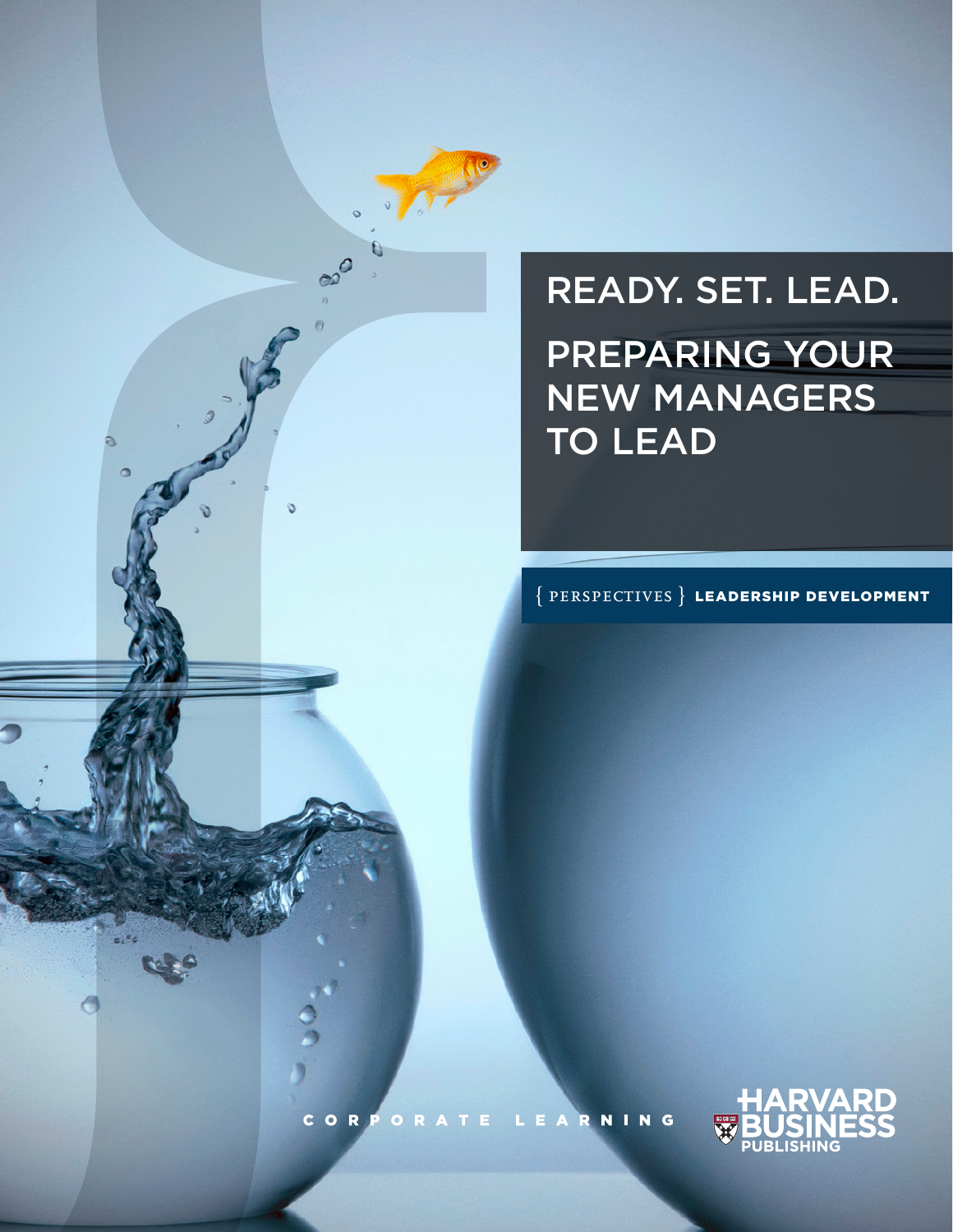# READY. SET. LEAD.

## PREPARING YOUR NEW MANAGERS TO LEAD

{ PERSPECTIVES } **LEADERSHIP DEVELOPMENT**

CORPORATE LEARNING

HARVARD BUSINESS PUBLISHING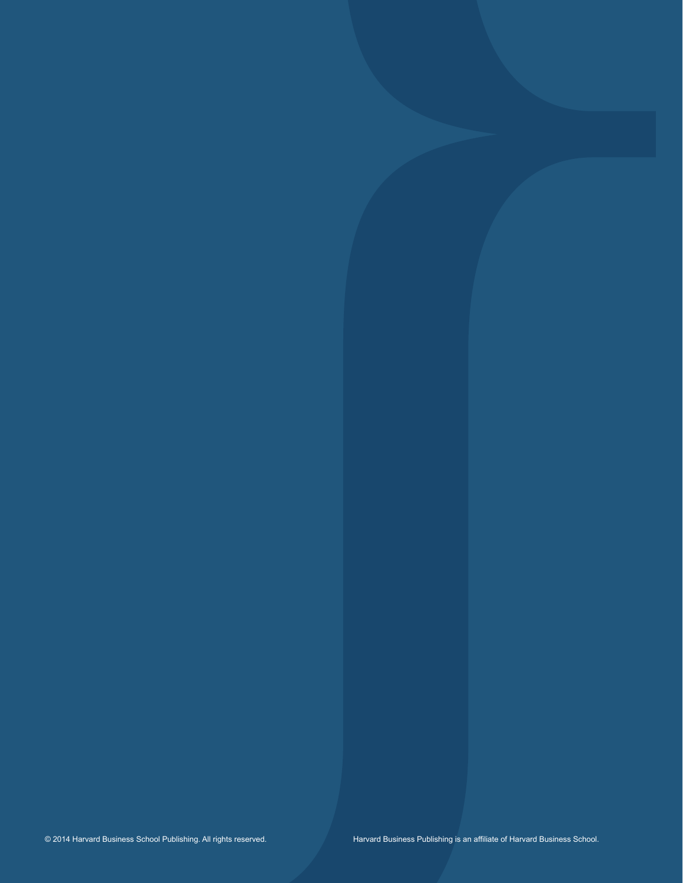© 2014 Harvard Business School Publishing. All rights reserved.

Harvard Business Publishing is an affiliate of Harvard Business School.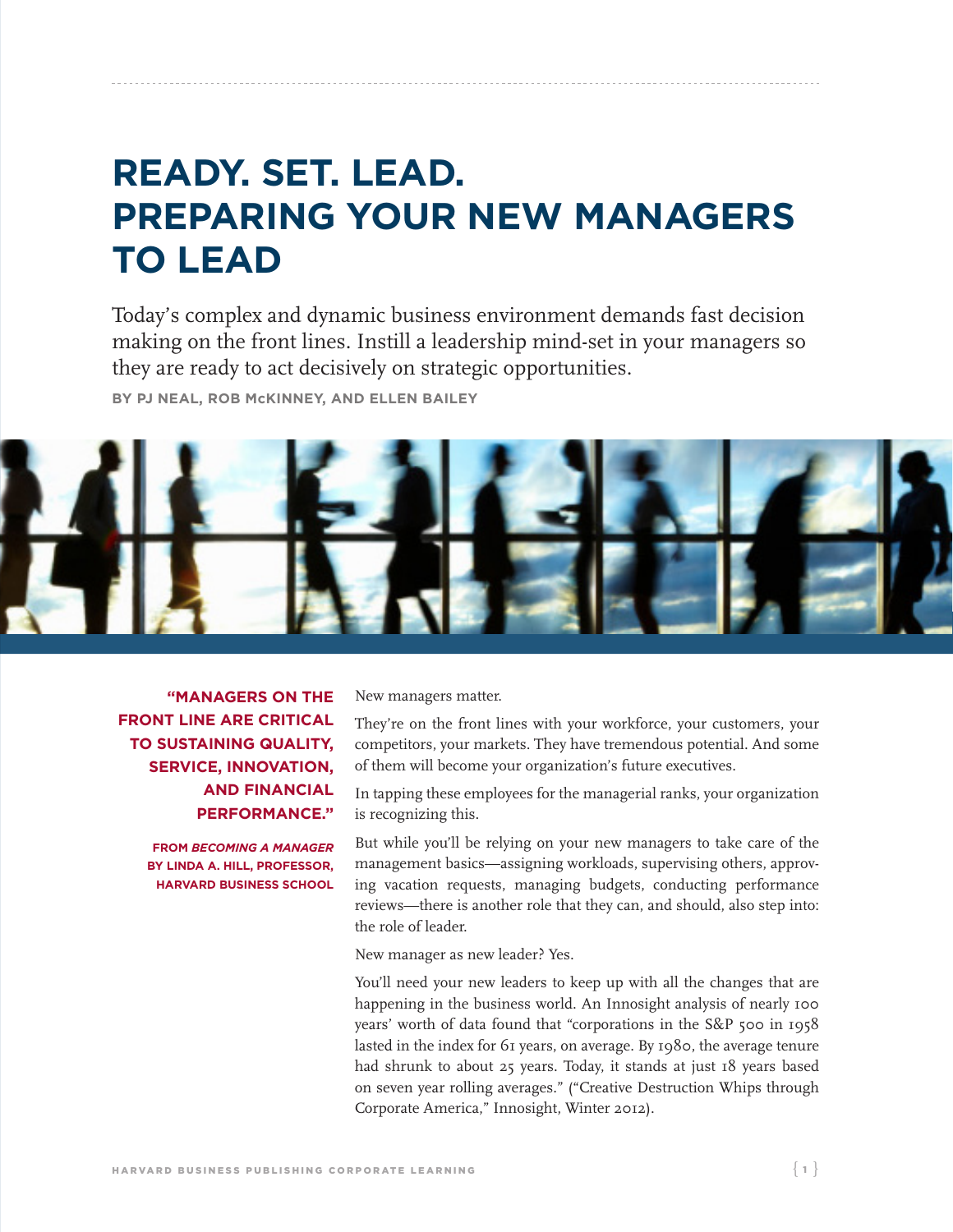# READY. SET. LEAD. PREPARING YOUR NEW MANAGERS TO LEAD

Today's complex and dynamic business environment demands fast decision making on the front lines. Instill a leadership mind-set in your managers so they are ready to act decisively on strategic opportunities.

**BY PJ NEAL, ROB McKINNEY, AND ELLEN BAILEY**

> **"MANAGERS ON THE FRONT LINE ARE CRITICAL TO SUSTAINING QUALITY, SERVICE, INNOVATION, AND FINANCIAL PERFORMANCE."**
>
> **FROM *BECOMING A MANAGER* BY LINDA A. HILL, PROFESSOR, HARVARD BUSINESS SCHOOL**

New managers matter.

They're on the front lines with your workforce, your customers, your competitors, your markets. They have tremendous potential. And some of them will become your organization's future executives.

In tapping these employees for the managerial ranks, your organization is recognizing this.

But while you'll be relying on your new managers to take care of the management basics—assigning workloads, supervising others, approving vacation requests, managing budgets, conducting performance reviews—there is another role that they can, and should, also step into: the role of leader.

New manager as new leader? Yes.

You'll need your new leaders to keep up with all the changes that are happening in the business world. An Innosight analysis of nearly 100 years' worth of data found that "corporations in the S&P 500 in 1958 lasted in the index for 61 years, on average. By 1980, the average tenure had shrunk to about 25 years. Today, it stands at just 18 years based on seven year rolling averages." ("Creative Destruction Whips through Corporate America," Innosight, Winter 2012).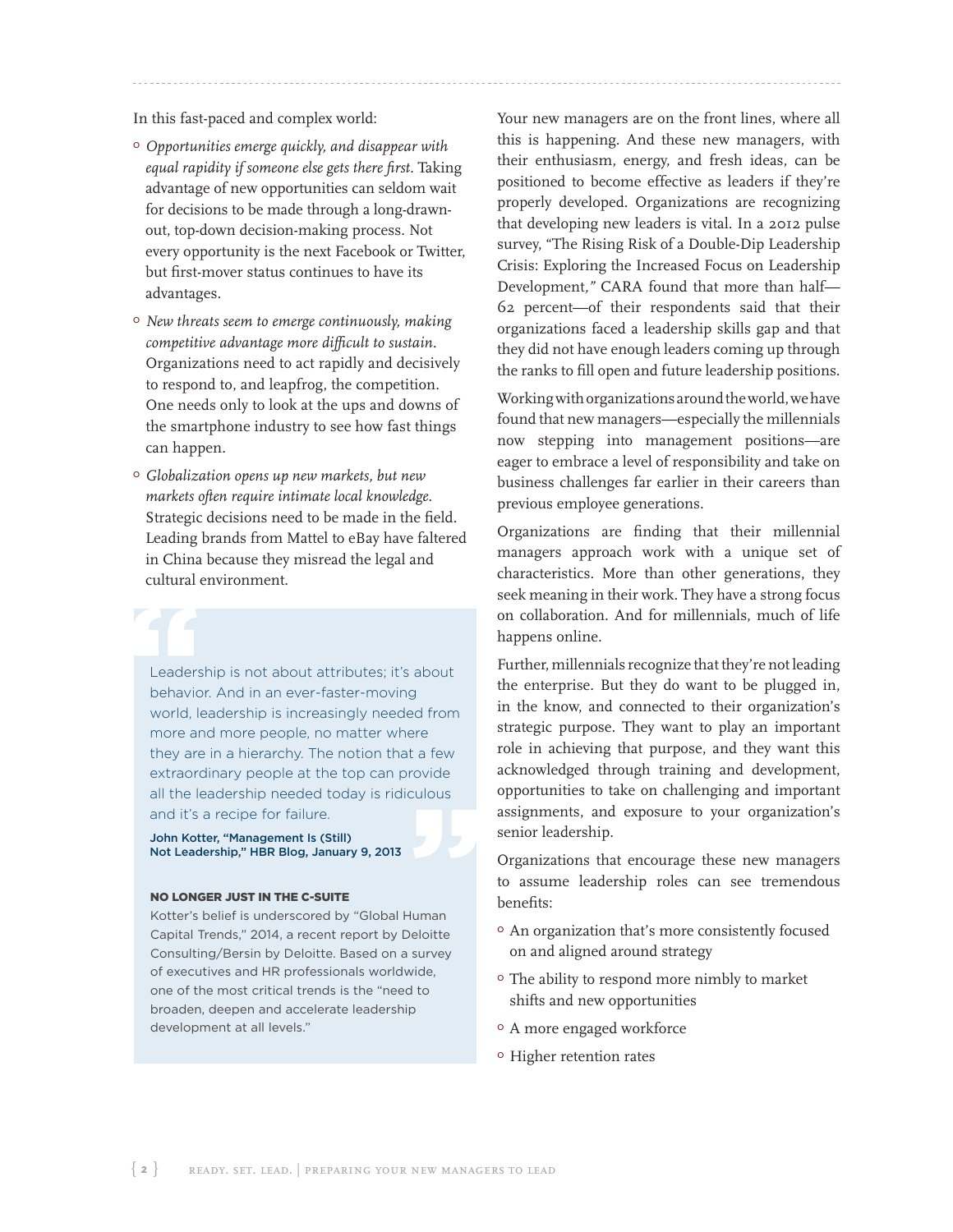In this fast-paced and complex world:

- *Opportunities emerge quickly, and disappear with equal rapidity if someone else gets there first.* Taking advantage of new opportunities can seldom wait for decisions to be made through a long-drawn-out, top-down decision-making process. Not every opportunity is the next Facebook or Twitter, but first-mover status continues to have its advantages.
- *New threats seem to emerge continuously, making competitive advantage more difficult to sustain.* Organizations need to act rapidly and decisively to respond to, and leapfrog, the competition. One needs only to look at the ups and downs of the smartphone industry to see how fast things can happen.
- *Globalization opens up new markets, but new markets often require intimate local knowledge.* Strategic decisions need to be made in the field. Leading brands from Mattel to eBay have faltered in China because they misread the legal and cultural environment.

> Leadership is not about attributes; it's about behavior. And in an ever-faster-moving world, leadership is increasingly needed from more and more people, no matter where they are in a hierarchy. The notion that a few extraordinary people at the top can provide all the leadership needed today is ridiculous and it's a recipe for failure.
>
> **John Kotter, "Management Is (Still) Not Leadership," HBR Blog, January 9, 2013**

**NO LONGER JUST IN THE C-SUITE**

Kotter's belief is underscored by "Global Human Capital Trends," 2014, a recent report by Deloitte Consulting/Bersin by Deloitte. Based on a survey of executives and HR professionals worldwide, one of the most critical trends is the "need to broaden, deepen and accelerate leadership development at all levels."

Your new managers are on the front lines, where all this is happening. And these new managers, with their enthusiasm, energy, and fresh ideas, can be positioned to become effective as leaders if they're properly developed. Organizations are recognizing that developing new leaders is vital. In a 2012 pulse survey, "The Rising Risk of a Double-Dip Leadership Crisis: Exploring the Increased Focus on Leadership Development," CARA found that more than half—62 percent—of their respondents said that their organizations faced a leadership skills gap and that they did not have enough leaders coming up through the ranks to fill open and future leadership positions.

Working with organizations around the world, we have found that new managers—especially the millennials now stepping into management positions—are eager to embrace a level of responsibility and take on business challenges far earlier in their careers than previous employee generations.

Organizations are finding that their millennial managers approach work with a unique set of characteristics. More than other generations, they seek meaning in their work. They have a strong focus on collaboration. And for millennials, much of life happens online.

Further, millennials recognize that they're not leading the enterprise. But they do want to be plugged in, in the know, and connected to their organization's strategic purpose. They want to play an important role in achieving that purpose, and they want this acknowledged through training and development, opportunities to take on challenging and important assignments, and exposure to your organization's senior leadership.

Organizations that encourage these new managers to assume leadership roles can see tremendous benefits:

- An organization that's more consistently focused on and aligned around strategy
- The ability to respond more nimbly to market shifts and new opportunities
- A more engaged workforce
- Higher retention rates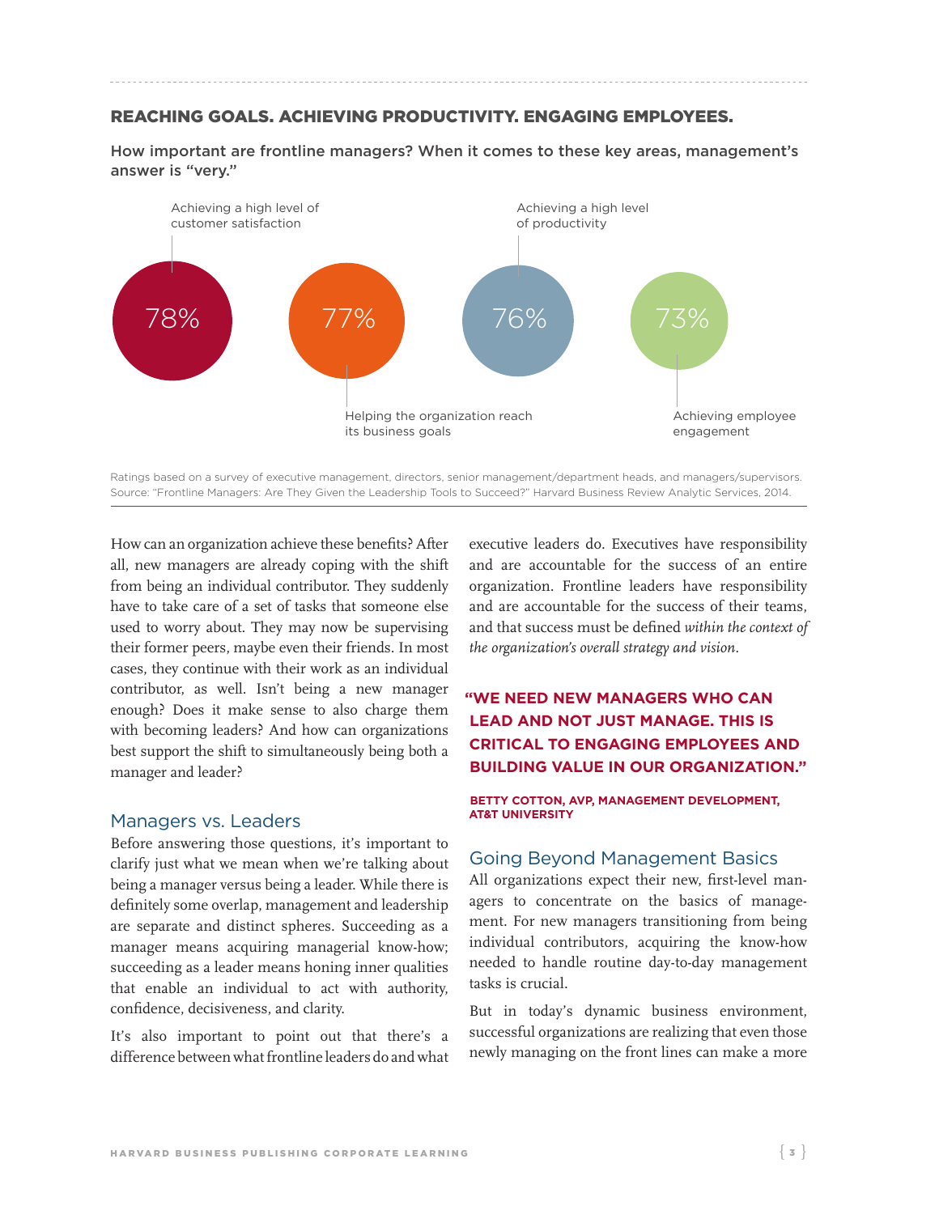## REACHING GOALS. ACHIEVING PRODUCTIVITY. ENGAGING EMPLOYEES.

How important are frontline managers? When it comes to these key areas, management's answer is "very."

- 78% — Achieving a high level of customer satisfaction
- 77% — Helping the organization reach its business goals
- 76% — Achieving a high level of productivity
- 73% — Achieving employee engagement

Ratings based on a survey of executive management, directors, senior management/department heads, and managers/supervisors.
Source: "Frontline Managers: Are They Given the Leadership Tools to Succeed?" Harvard Business Review Analytic Services, 2014.

How can an organization achieve these benefits? After all, new managers are already coping with the shift from being an individual contributor. They suddenly have to take care of a set of tasks that someone else used to worry about. They may now be supervising their former peers, maybe even their friends. In most cases, they continue with their work as an individual contributor, as well. Isn't being a new manager enough? Does it make sense to also charge them with becoming leaders? And how can organizations best support the shift to simultaneously being both a manager and leader?

### Managers vs. Leaders

Before answering those questions, it's important to clarify just what we mean when we're talking about being a manager versus being a leader. While there is definitely some overlap, management and leadership are separate and distinct spheres. Succeeding as a manager means acquiring managerial know-how; succeeding as a leader means honing inner qualities that enable an individual to act with authority, confidence, decisiveness, and clarity.

It's also important to point out that there's a difference between what frontline leaders do and what executive leaders do. Executives have responsibility and are accountable for the success of an entire organization. Frontline leaders have responsibility and are accountable for the success of their teams, and that success must be defined *within the context of the organization's overall strategy and vision*.

> **"WE NEED NEW MANAGERS WHO CAN LEAD AND NOT JUST MANAGE. THIS IS CRITICAL TO ENGAGING EMPLOYEES AND BUILDING VALUE IN OUR ORGANIZATION."**
>
> **BETTY COTTON, AVP, MANAGEMENT DEVELOPMENT, AT&T UNIVERSITY**

### Going Beyond Management Basics

All organizations expect their new, first-level managers to concentrate on the basics of management. For new managers transitioning from being individual contributors, acquiring the know-how needed to handle routine day-to-day management tasks is crucial.

But in today's dynamic business environment, successful organizations are realizing that even those newly managing on the front lines can make a more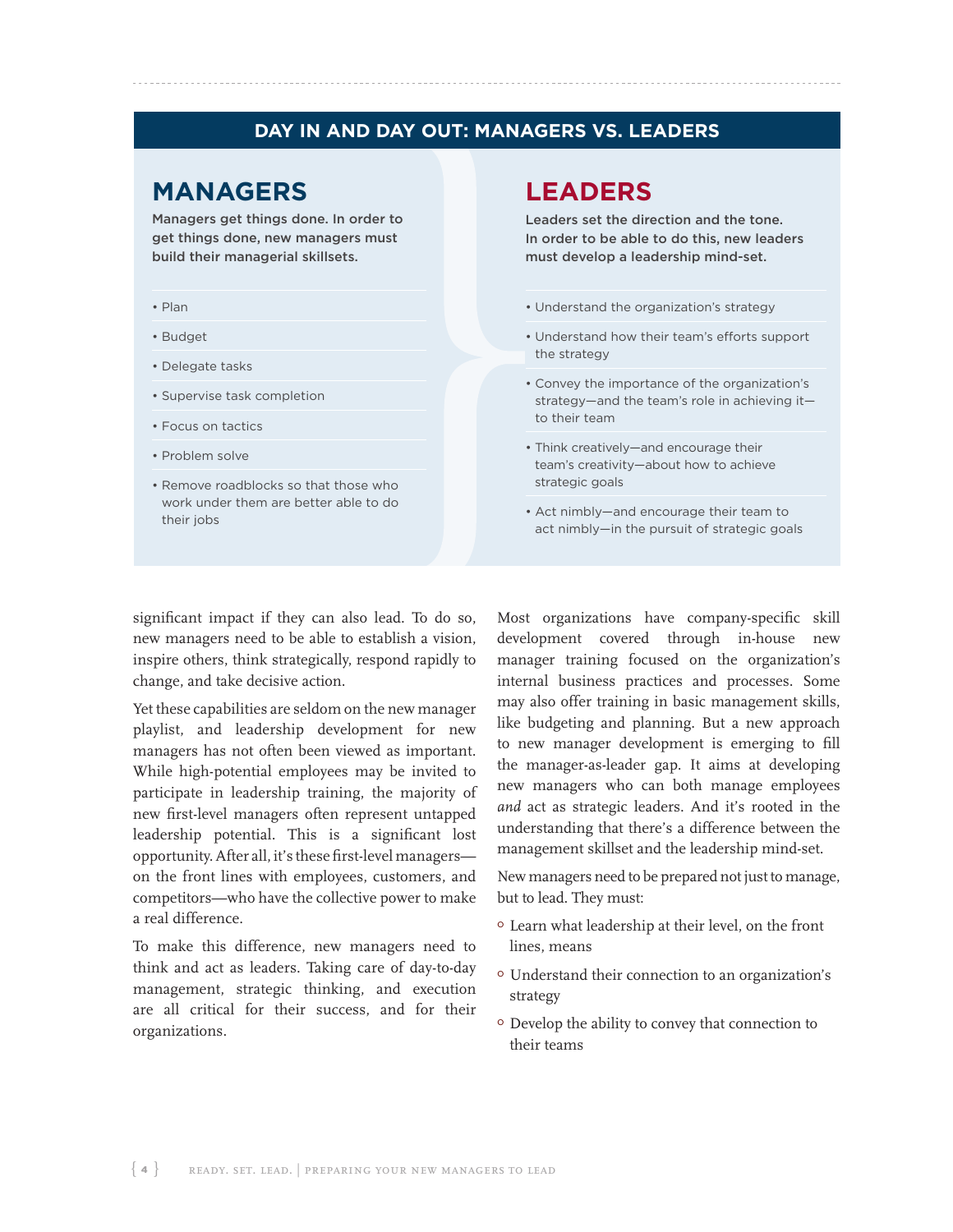## DAY IN AND DAY OUT: MANAGERS VS. LEADERS

### MANAGERS

**Managers get things done. In order to get things done, new managers must build their managerial skillsets.**

- Plan
- Budget
- Delegate tasks
- Supervise task completion
- Focus on tactics
- Problem solve
- Remove roadblocks so that those who work under them are better able to do their jobs

### LEADERS

**Leaders set the direction and the tone. In order to be able to do this, new leaders must develop a leadership mind-set.**

- Understand the organization's strategy
- Understand how their team's efforts support the strategy
- Convey the importance of the organization's strategy—and the team's role in achieving it—to their team
- Think creatively—and encourage their team's creativity—about how to achieve strategic goals
- Act nimbly—and encourage their team to act nimbly—in the pursuit of strategic goals

significant impact if they can also lead. To do so, new managers need to be able to establish a vision, inspire others, think strategically, respond rapidly to change, and take decisive action.

Yet these capabilities are seldom on the new manager playlist, and leadership development for new managers has not often been viewed as important. While high-potential employees may be invited to participate in leadership training, the majority of new first-level managers often represent untapped leadership potential. This is a significant lost opportunity. After all, it's these first-level managers—on the front lines with employees, customers, and competitors—who have the collective power to make a real difference.

To make this difference, new managers need to think and act as leaders. Taking care of day-to-day management, strategic thinking, and execution are all critical for their success, and for their organizations.

Most organizations have company-specific skill development covered through in-house new manager training focused on the organization's internal business practices and processes. Some may also offer training in basic management skills, like budgeting and planning. But a new approach to new manager development is emerging to fill the manager-as-leader gap. It aims at developing new managers who can both manage employees *and* act as strategic leaders. And it's rooted in the understanding that there's a difference between the management skillset and the leadership mind-set.

New managers need to be prepared not just to manage, but to lead. They must:

- Learn what leadership at their level, on the front lines, means
- Understand their connection to an organization's strategy
- Develop the ability to convey that connection to their teams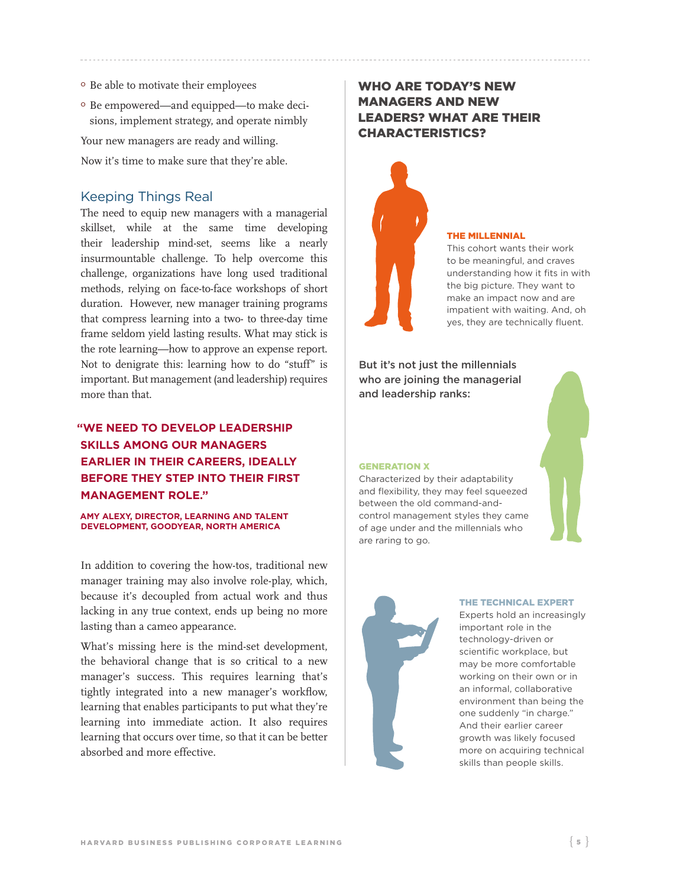- Be able to motivate their employees
- Be empowered—and equipped—to make decisions, implement strategy, and operate nimbly

Your new managers are ready and willing.

Now it's time to make sure that they're able.

## Keeping Things Real

The need to equip new managers with a managerial skillset, while at the same time developing their leadership mind-set, seems like a nearly insurmountable challenge. To help overcome this challenge, organizations have long used traditional methods, relying on face-to-face workshops of short duration. However, new manager training programs that compress learning into a two- to three-day time frame seldom yield lasting results. What may stick is the rote learning—how to approve an expense report. Not to denigrate this: learning how to do "stuff" is important. But management (and leadership) requires more than that.

**"WE NEED TO DEVELOP LEADERSHIP SKILLS AMONG OUR MANAGERS EARLIER IN THEIR CAREERS, IDEALLY BEFORE THEY STEP INTO THEIR FIRST MANAGEMENT ROLE."**

**AMY ALEXY, DIRECTOR, LEARNING AND TALENT DEVELOPMENT, GOODYEAR, NORTH AMERICA**

In addition to covering the how-tos, traditional new manager training may also involve role-play, which, because it's decoupled from actual work and thus lacking in any true context, ends up being no more lasting than a cameo appearance.

What's missing here is the mind-set development, the behavioral change that is so critical to a new manager's success. This requires learning that's tightly integrated into a new manager's workflow, learning that enables participants to put what they're learning into immediate action. It also requires learning that occurs over time, so that it can be better absorbed and more effective.

## WHO ARE TODAY'S NEW MANAGERS AND NEW LEADERS? WHAT ARE THEIR CHARACTERISTICS?

**THE MILLENNIAL**

This cohort wants their work to be meaningful, and craves understanding how it fits in with the big picture. They want to make an impact now and are impatient with waiting. And, oh yes, they are technically fluent.

But it's not just the millennials who are joining the managerial and leadership ranks:

**GENERATION X**

Characterized by their adaptability and flexibility, they may feel squeezed between the old command-and-control management styles they came of age under and the millennials who are raring to go.

**THE TECHNICAL EXPERT**

Experts hold an increasingly important role in the technology-driven or scientific workplace, but may be more comfortable working on their own or in an informal, collaborative environment than being the one suddenly "in charge." And their earlier career growth was likely focused more on acquiring technical skills than people skills.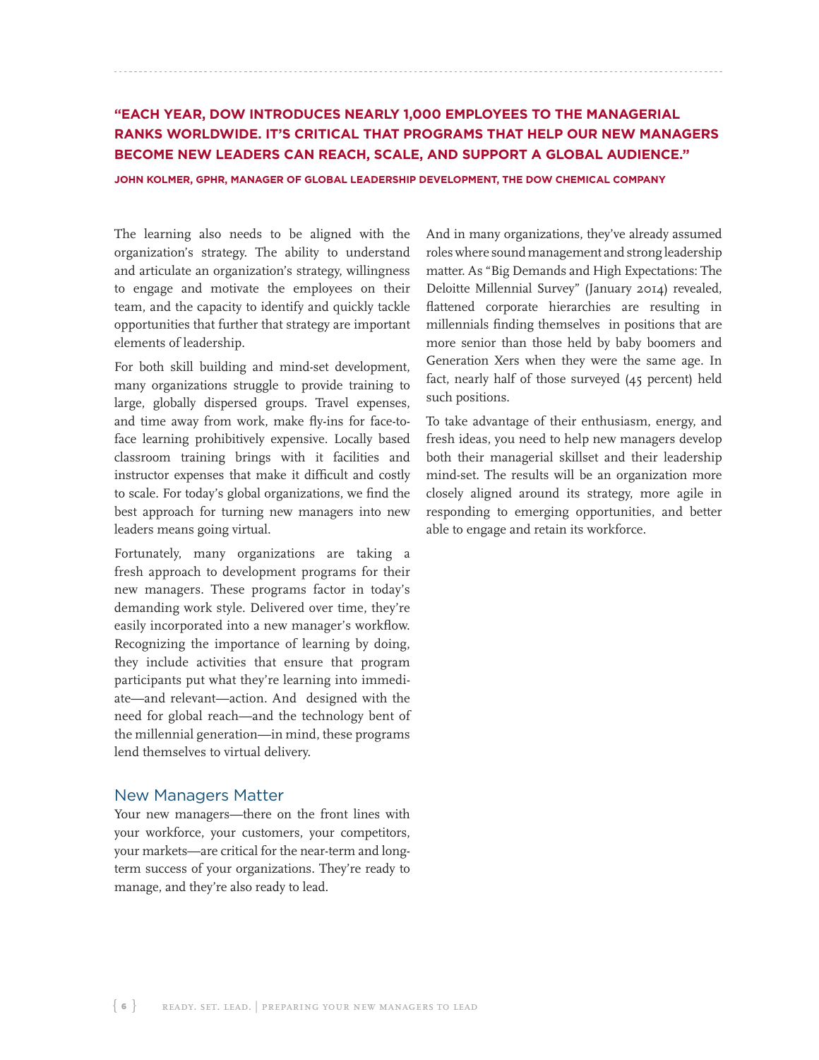**"EACH YEAR, DOW INTRODUCES NEARLY 1,000 EMPLOYEES TO THE MANAGERIAL RANKS WORLDWIDE. IT'S CRITICAL THAT PROGRAMS THAT HELP OUR NEW MANAGERS BECOME NEW LEADERS CAN REACH, SCALE, AND SUPPORT A GLOBAL AUDIENCE."**

**JOHN KOLMER, GPHR, MANAGER OF GLOBAL LEADERSHIP DEVELOPMENT, THE DOW CHEMICAL COMPANY**

The learning also needs to be aligned with the organization's strategy. The ability to understand and articulate an organization's strategy, willingness to engage and motivate the employees on their team, and the capacity to identify and quickly tackle opportunities that further that strategy are important elements of leadership.

For both skill building and mind-set development, many organizations struggle to provide training to large, globally dispersed groups. Travel expenses, and time away from work, make fly-ins for face-to-face learning prohibitively expensive. Locally based classroom training brings with it facilities and instructor expenses that make it difficult and costly to scale. For today's global organizations, we find the best approach for turning new managers into new leaders means going virtual.

Fortunately, many organizations are taking a fresh approach to development programs for their new managers. These programs factor in today's demanding work style. Delivered over time, they're easily incorporated into a new manager's workflow. Recognizing the importance of learning by doing, they include activities that ensure that program participants put what they're learning into immediate—and relevant—action. And designed with the need for global reach—and the technology bent of the millennial generation—in mind, these programs lend themselves to virtual delivery.

## New Managers Matter

Your new managers—there on the front lines with your workforce, your customers, your competitors, your markets—are critical for the near-term and long-term success of your organizations. They're ready to manage, and they're also ready to lead.

And in many organizations, they've already assumed roles where sound management and strong leadership matter. As "Big Demands and High Expectations: The Deloitte Millennial Survey" (January 2014) revealed, flattened corporate hierarchies are resulting in millennials finding themselves in positions that are more senior than those held by baby boomers and Generation Xers when they were the same age. In fact, nearly half of those surveyed (45 percent) held such positions.

To take advantage of their enthusiasm, energy, and fresh ideas, you need to help new managers develop both their managerial skillset and their leadership mind-set. The results will be an organization more closely aligned around its strategy, more agile in responding to emerging opportunities, and better able to engage and retain its workforce.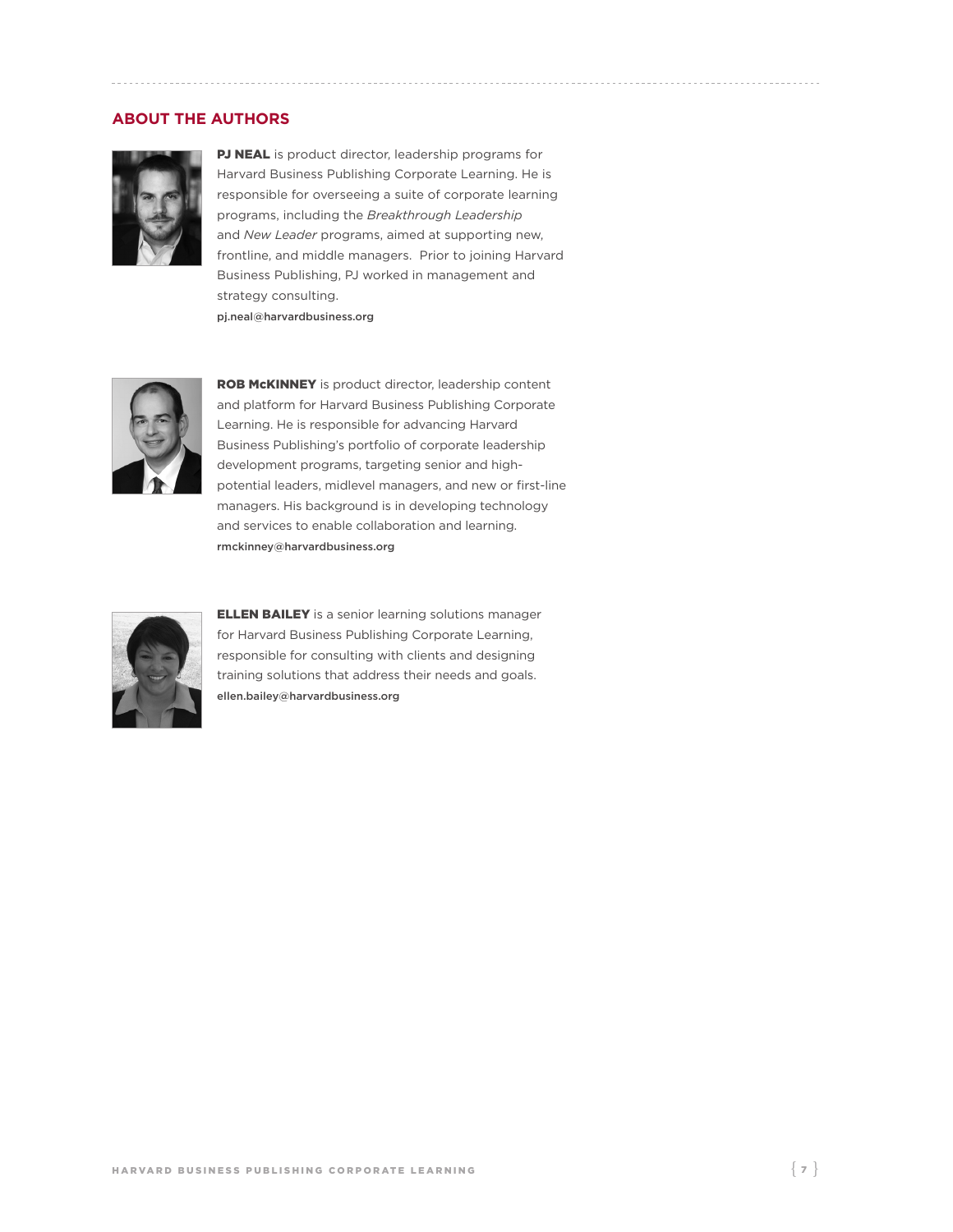## ABOUT THE AUTHORS

**PJ NEAL** is product director, leadership programs for Harvard Business Publishing Corporate Learning. He is responsible for overseeing a suite of corporate learning programs, including the *Breakthrough Leadership* and *New Leader* programs, aimed at supporting new, frontline, and middle managers. Prior to joining Harvard Business Publishing, PJ worked in management and strategy consulting.
pj.neal@harvardbusiness.org

**ROB McKINNEY** is product director, leadership content and platform for Harvard Business Publishing Corporate Learning. He is responsible for advancing Harvard Business Publishing's portfolio of corporate leadership development programs, targeting senior and high-potential leaders, midlevel managers, and new or first-line managers. His background is in developing technology and services to enable collaboration and learning.
rmckinney@harvardbusiness.org

**ELLEN BAILEY** is a senior learning solutions manager for Harvard Business Publishing Corporate Learning, responsible for consulting with clients and designing training solutions that address their needs and goals.
ellen.bailey@harvardbusiness.org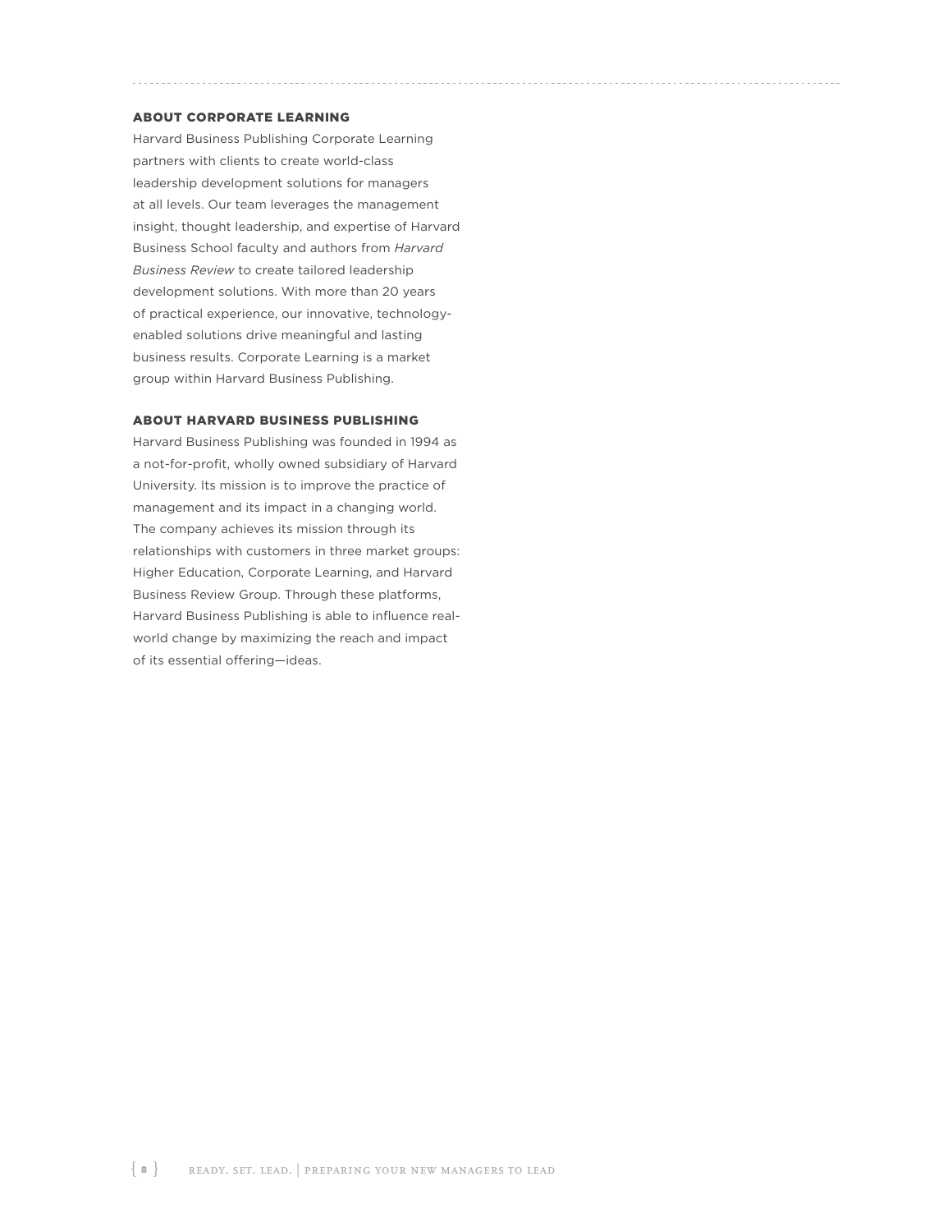## ABOUT CORPORATE LEARNING

Harvard Business Publishing Corporate Learning partners with clients to create world-class leadership development solutions for managers at all levels. Our team leverages the management insight, thought leadership, and expertise of Harvard Business School faculty and authors from *Harvard Business Review* to create tailored leadership development solutions. With more than 20 years of practical experience, our innovative, technology-enabled solutions drive meaningful and lasting business results. Corporate Learning is a market group within Harvard Business Publishing.

## ABOUT HARVARD BUSINESS PUBLISHING

Harvard Business Publishing was founded in 1994 as a not-for-profit, wholly owned subsidiary of Harvard University. Its mission is to improve the practice of management and its impact in a changing world. The company achieves its mission through its relationships with customers in three market groups: Higher Education, Corporate Learning, and Harvard Business Review Group. Through these platforms, Harvard Business Publishing is able to influence real-world change by maximizing the reach and impact of its essential offering—ideas.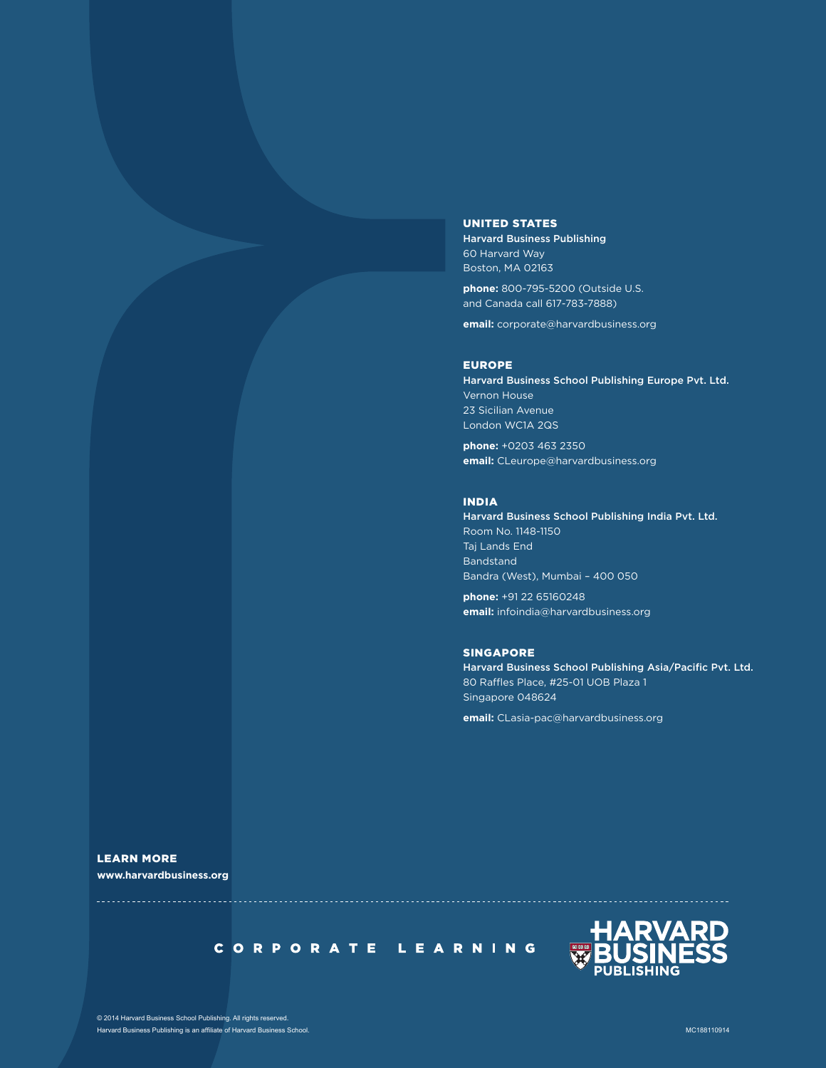## UNITED STATES

**Harvard Business Publishing**
60 Harvard Way
Boston, MA 02163

**phone:** 800-795-5200 (Outside U.S. and Canada call 617-783-7888)

**email:** corporate@harvardbusiness.org

## EUROPE

**Harvard Business School Publishing Europe Pvt. Ltd.**
Vernon House
23 Sicilian Avenue
London WC1A 2QS

**phone:** +0203 463 2350
**email:** CLeurope@harvardbusiness.org

## INDIA

**Harvard Business School Publishing India Pvt. Ltd.**
Room No. 1148-1150
Taj Lands End
Bandstand
Bandra (West), Mumbai – 400 050

**phone:** +91 22 65160248
**email:** infoindia@harvardbusiness.org

## SINGAPORE

**Harvard Business School Publishing Asia/Pacific Pvt. Ltd.**
80 Raffles Place, #25-01 UOB Plaza 1
Singapore 048624

**email:** CLasia-pac@harvardbusiness.org

**LEARN MORE**
**www.harvardbusiness.org**

CORPORATE LEARNING

HARVARD BUSINESS PUBLISHING

© 2014 Harvard Business School Publishing. All rights reserved.
Harvard Business Publishing is an affiliate of Harvard Business School.

MC188110914